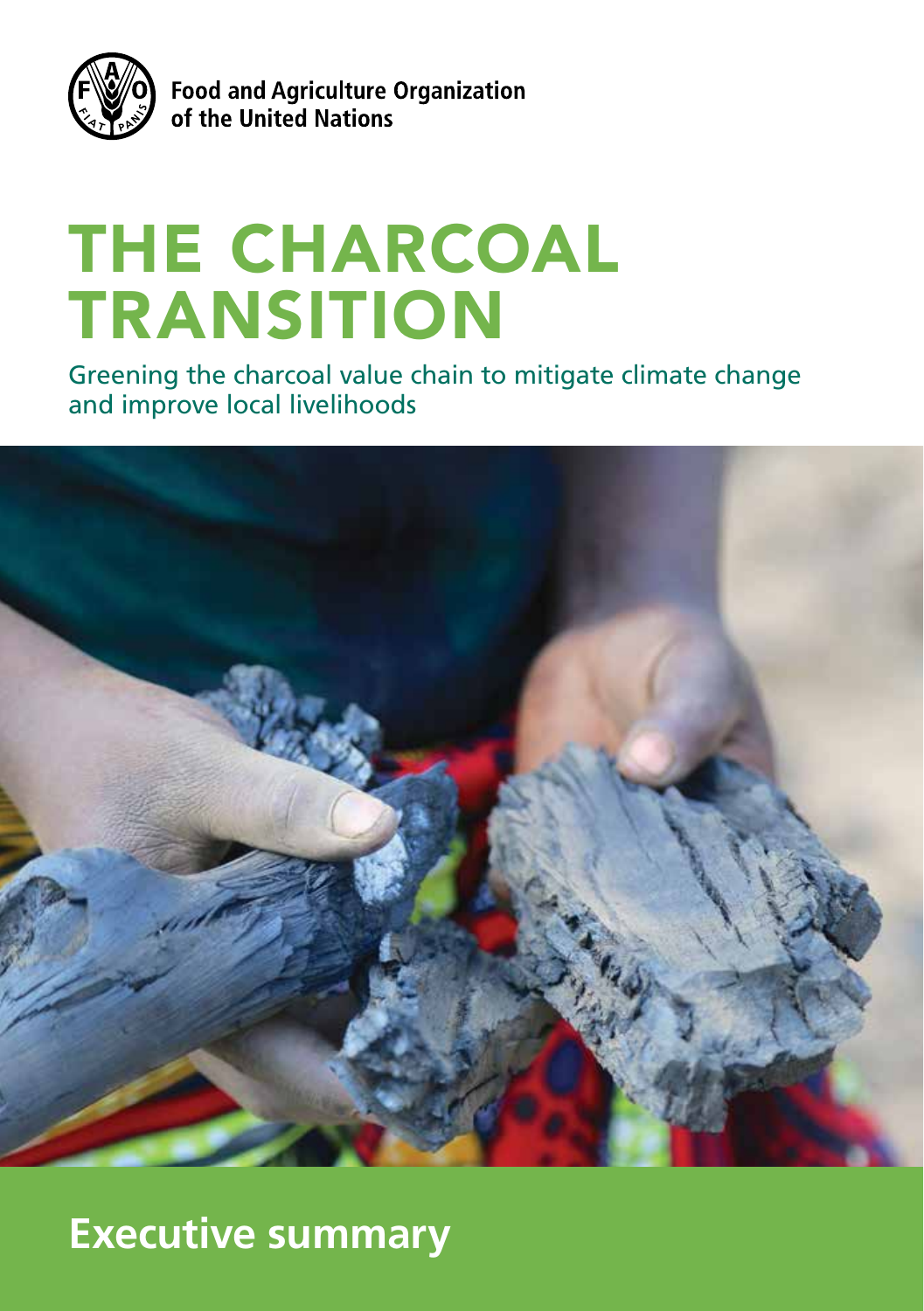Food and Agriculture Organization of the United Nations

# THE CHARCOAL TRANSITION

Greening the charcoal value chain to mitigate climate change and improve local livelihoods

## Executive summary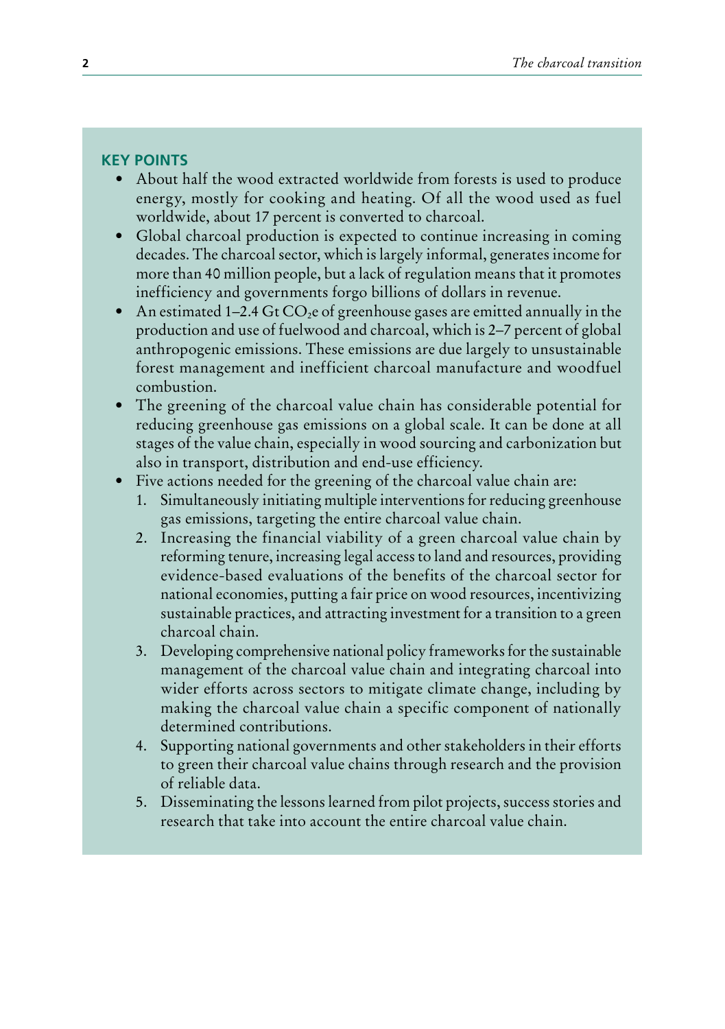## KEY POINTS

- About half the wood extracted worldwide from forests is used to produce energy, mostly for cooking and heating. Of all the wood used as fuel worldwide, about 17 percent is converted to charcoal.
- Global charcoal production is expected to continue increasing in coming decades. The charcoal sector, which is largely informal, generates income for more than 40 million people, but a lack of regulation means that it promotes inefficiency and governments forgo billions of dollars in revenue.
- An estimated 1–2.4 Gt $CO_2e$ of greenhouse gases are emitted annually in the production and use of fuelwood and charcoal, which is 2–7 percent of global anthropogenic emissions. These emissions are due largely to unsustainable forest management and inefficient charcoal manufacture and woodfuel combustion.
- The greening of the charcoal value chain has considerable potential for reducing greenhouse gas emissions on a global scale. It can be done at all stages of the value chain, especially in wood sourcing and carbonization but also in transport, distribution and end-use efficiency.
- Five actions needed for the greening of the charcoal value chain are:
  1. Simultaneously initiating multiple interventions for reducing greenhouse gas emissions, targeting the entire charcoal value chain.
  2. Increasing the financial viability of a green charcoal value chain by reforming tenure, increasing legal access to land and resources, providing evidence-based evaluations of the benefits of the charcoal sector for national economies, putting a fair price on wood resources, incentivizing sustainable practices, and attracting investment for a transition to a green charcoal chain.
  3. Developing comprehensive national policy frameworks for the sustainable management of the charcoal value chain and integrating charcoal into wider efforts across sectors to mitigate climate change, including by making the charcoal value chain a specific component of nationally determined contributions.
  4. Supporting national governments and other stakeholders in their efforts to green their charcoal value chains through research and the provision of reliable data.
  5. Disseminating the lessons learned from pilot projects, success stories and research that take into account the entire charcoal value chain.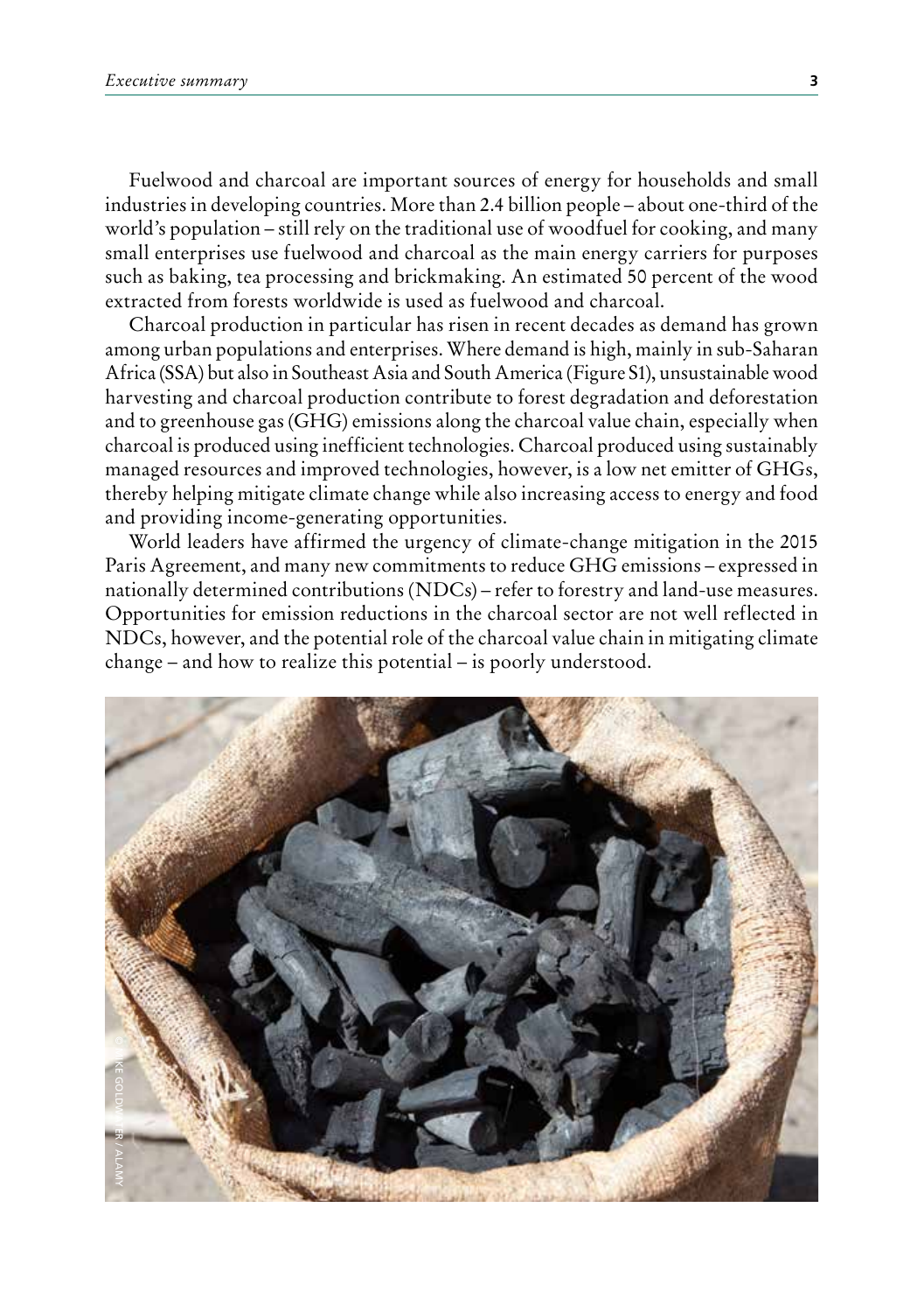Fuelwood and charcoal are important sources of energy for households and small industries in developing countries. More than 2.4 billion people – about one-third of the world's population – still rely on the traditional use of woodfuel for cooking, and many small enterprises use fuelwood and charcoal as the main energy carriers for purposes such as baking, tea processing and brickmaking. An estimated 50 percent of the wood extracted from forests worldwide is used as fuelwood and charcoal.

Charcoal production in particular has risen in recent decades as demand has grown among urban populations and enterprises. Where demand is high, mainly in sub-Saharan Africa (SSA) but also in Southeast Asia and South America (Figure S1), unsustainable wood harvesting and charcoal production contribute to forest degradation and deforestation and to greenhouse gas (GHG) emissions along the charcoal value chain, especially when charcoal is produced using inefficient technologies. Charcoal produced using sustainably managed resources and improved technologies, however, is a low net emitter of GHGs, thereby helping mitigate climate change while also increasing access to energy and food and providing income-generating opportunities.

World leaders have affirmed the urgency of climate-change mitigation in the 2015 Paris Agreement, and many new commitments to reduce GHG emissions – expressed in nationally determined contributions (NDCs) – refer to forestry and land-use measures. Opportunities for emission reductions in the charcoal sector are not well reflected in NDCs, however, and the potential role of the charcoal value chain in mitigating climate change – and how to realize this potential – is poorly understood.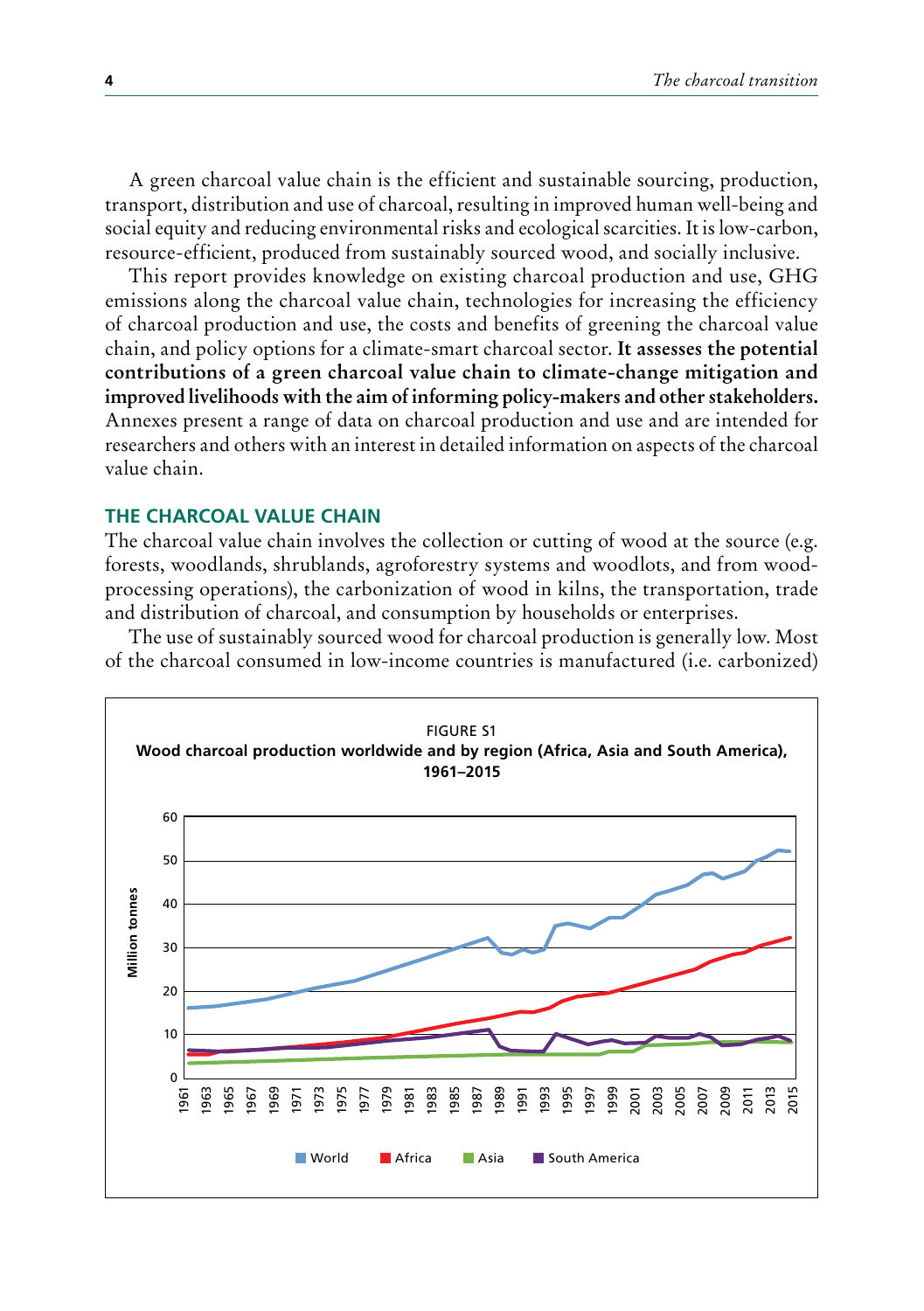A green charcoal value chain is the efficient and sustainable sourcing, production, transport, distribution and use of charcoal, resulting in improved human well-being and social equity and reducing environmental risks and ecological scarcities. It is low-carbon, resource-efficient, produced from sustainably sourced wood, and socially inclusive.

This report provides knowledge on existing charcoal production and use, GHG emissions along the charcoal value chain, technologies for increasing the efficiency of charcoal production and use, the costs and benefits of greening the charcoal value chain, and policy options for a climate-smart charcoal sector. **It assesses the potential contributions of a green charcoal value chain to climate-change mitigation and improved livelihoods with the aim of informing policy-makers and other stakeholders.** Annexes present a range of data on charcoal production and use and are intended for researchers and others with an interest in detailed information on aspects of the charcoal value chain.

## THE CHARCOAL VALUE CHAIN

The charcoal value chain involves the collection or cutting of wood at the source (e.g. forests, woodlands, shrublands, agroforestry systems and woodlots, and from wood-processing operations), the carbonization of wood in kilns, the transportation, trade and distribution of charcoal, and consumption by households or enterprises.

The use of sustainably sourced wood for charcoal production is generally low. Most of the charcoal consumed in low-income countries is manufactured (i.e. carbonized)

FIGURE S1
**Wood charcoal production worldwide and by region (Africa, Asia and South America), 1961–2015**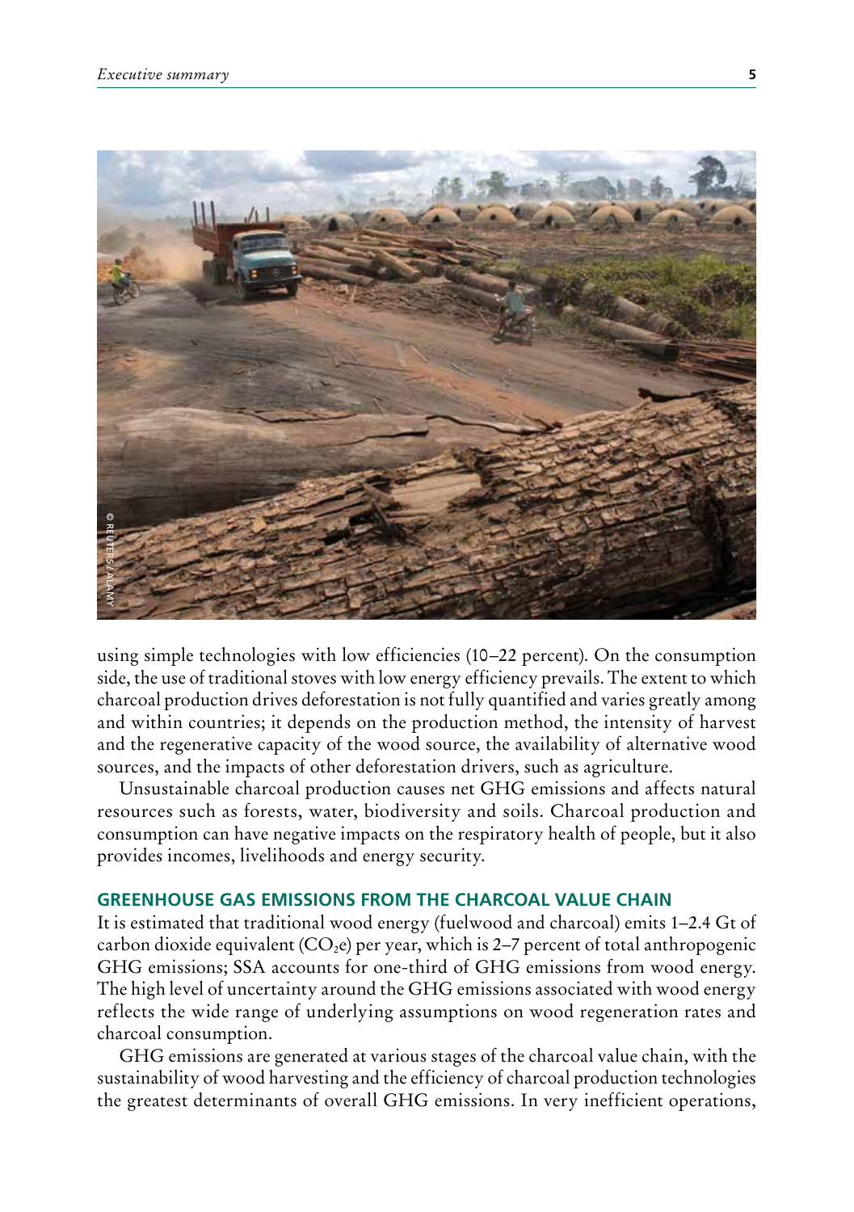using simple technologies with low efficiencies (10–22 percent). On the consumption side, the use of traditional stoves with low energy efficiency prevails. The extent to which charcoal production drives deforestation is not fully quantified and varies greatly among and within countries; it depends on the production method, the intensity of harvest and the regenerative capacity of the wood source, the availability of alternative wood sources, and the impacts of other deforestation drivers, such as agriculture.

Unsustainable charcoal production causes net GHG emissions and affects natural resources such as forests, water, biodiversity and soils. Charcoal production and consumption can have negative impacts on the respiratory health of people, but it also provides incomes, livelihoods and energy security.

## GREENHOUSE GAS EMISSIONS FROM THE CHARCOAL VALUE CHAIN

It is estimated that traditional wood energy (fuelwood and charcoal) emits 1–2.4 Gt of carbon dioxide equivalent ($CO_2e$) per year, which is 2–7 percent of total anthropogenic GHG emissions; SSA accounts for one-third of GHG emissions from wood energy. The high level of uncertainty around the GHG emissions associated with wood energy reflects the wide range of underlying assumptions on wood regeneration rates and charcoal consumption.

GHG emissions are generated at various stages of the charcoal value chain, with the sustainability of wood harvesting and the efficiency of charcoal production technologies the greatest determinants of overall GHG emissions. In very inefficient operations,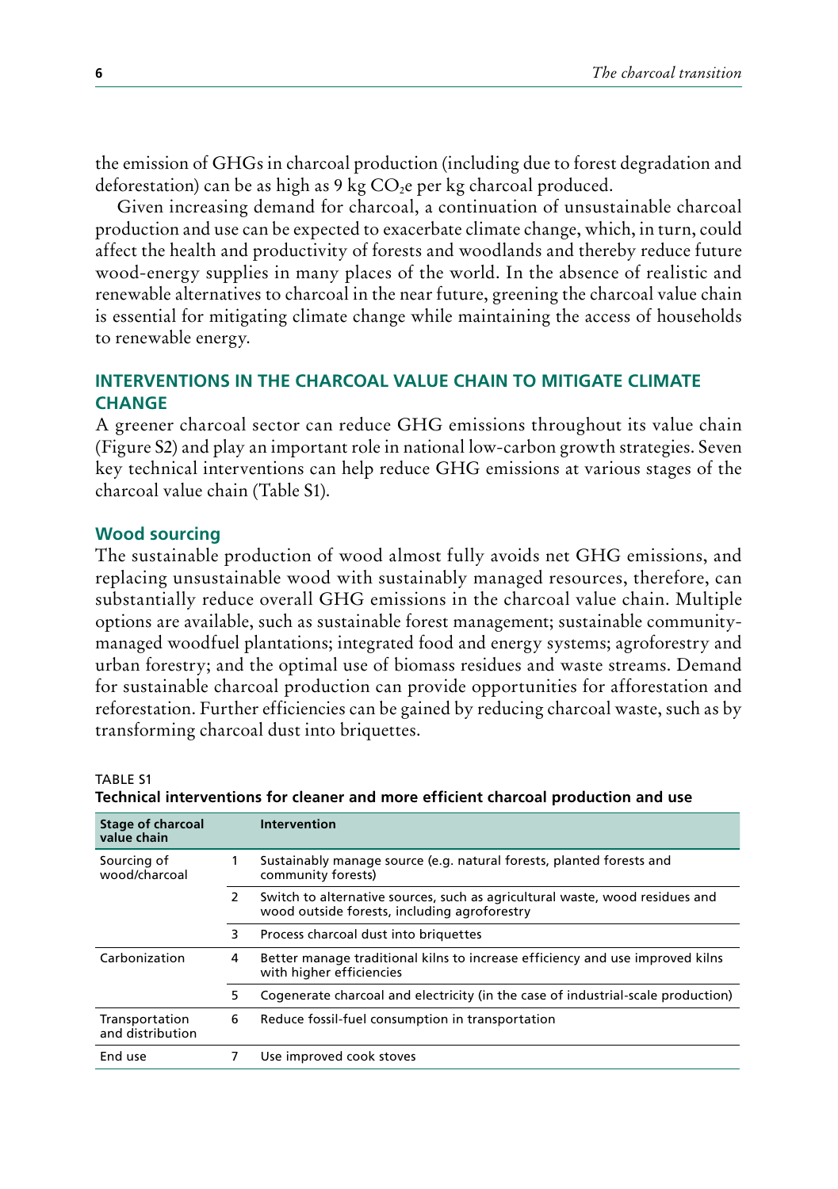the emission of GHGs in charcoal production (including due to forest degradation and deforestation) can be as high as 9 kg $CO_2e$ per kg charcoal produced.

Given increasing demand for charcoal, a continuation of unsustainable charcoal production and use can be expected to exacerbate climate change, which, in turn, could affect the health and productivity of forests and woodlands and thereby reduce future wood-energy supplies in many places of the world. In the absence of realistic and renewable alternatives to charcoal in the near future, greening the charcoal value chain is essential for mitigating climate change while maintaining the access of households to renewable energy.

## INTERVENTIONS IN THE CHARCOAL VALUE CHAIN TO MITIGATE CLIMATE CHANGE

A greener charcoal sector can reduce GHG emissions throughout its value chain (Figure S2) and play an important role in national low-carbon growth strategies. Seven key technical interventions can help reduce GHG emissions at various stages of the charcoal value chain (Table S1).

### Wood sourcing

The sustainable production of wood almost fully avoids net GHG emissions, and replacing unsustainable wood with sustainably managed resources, therefore, can substantially reduce overall GHG emissions in the charcoal value chain. Multiple options are available, such as sustainable forest management; sustainable community-managed woodfuel plantations; integrated food and energy systems; agroforestry and urban forestry; and the optimal use of biomass residues and waste streams. Demand for sustainable charcoal production can provide opportunities for afforestation and reforestation. Further efficiencies can be gained by reducing charcoal waste, such as by transforming charcoal dust into briquettes.

TABLE S1

**Technical interventions for cleaner and more efficient charcoal production and use**

| Stage of charcoal value chain | | Intervention |
|---|---|---|
| Sourcing of wood/charcoal | 1 | Sustainably manage source (e.g. natural forests, planted forests and community forests) |
| | 2 | Switch to alternative sources, such as agricultural waste, wood residues and wood outside forests, including agroforestry |
| | 3 | Process charcoal dust into briquettes |
| Carbonization | 4 | Better manage traditional kilns to increase efficiency and use improved kilns with higher efficiencies |
| | 5 | Cogenerate charcoal and electricity (in the case of industrial-scale production) |
| Transportation and distribution | 6 | Reduce fossil-fuel consumption in transportation |
| End use | 7 | Use improved cook stoves |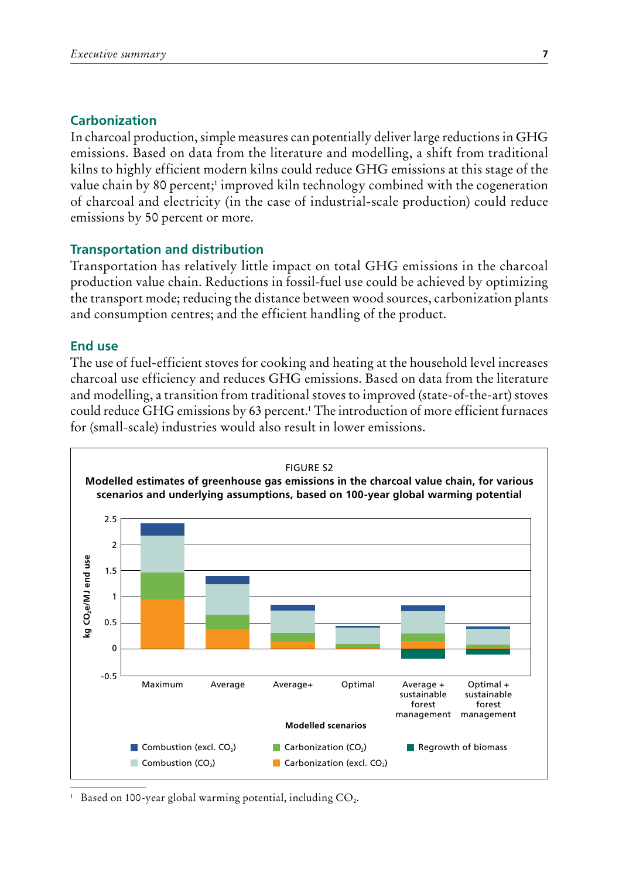## Carbonization

In charcoal production, simple measures can potentially deliver large reductions in GHG emissions. Based on data from the literature and modelling, a shift from traditional kilns to highly efficient modern kilns could reduce GHG emissions at this stage of the value chain by 80 percent;[1] improved kiln technology combined with the cogeneration of charcoal and electricity (in the case of industrial-scale production) could reduce emissions by 50 percent or more.

## Transportation and distribution

Transportation has relatively little impact on total GHG emissions in the charcoal production value chain. Reductions in fossil-fuel use could be achieved by optimizing the transport mode; reducing the distance between wood sources, carbonization plants and consumption centres; and the efficient handling of the product.

## End use

The use of fuel-efficient stoves for cooking and heating at the household level increases charcoal use efficiency and reduces GHG emissions. Based on data from the literature and modelling, a transition from traditional stoves to improved (state-of-the-art) stoves could reduce GHG emissions by 63 percent.[1] The introduction of more efficient furnaces for (small-scale) industries would also result in lower emissions.

FIGURE S2

**Modelled estimates of greenhouse gas emissions in the charcoal value chain, for various scenarios and underlying assumptions, based on 100-year global warming potential**

[1] Based on 100-year global warming potential, including $CO_2$.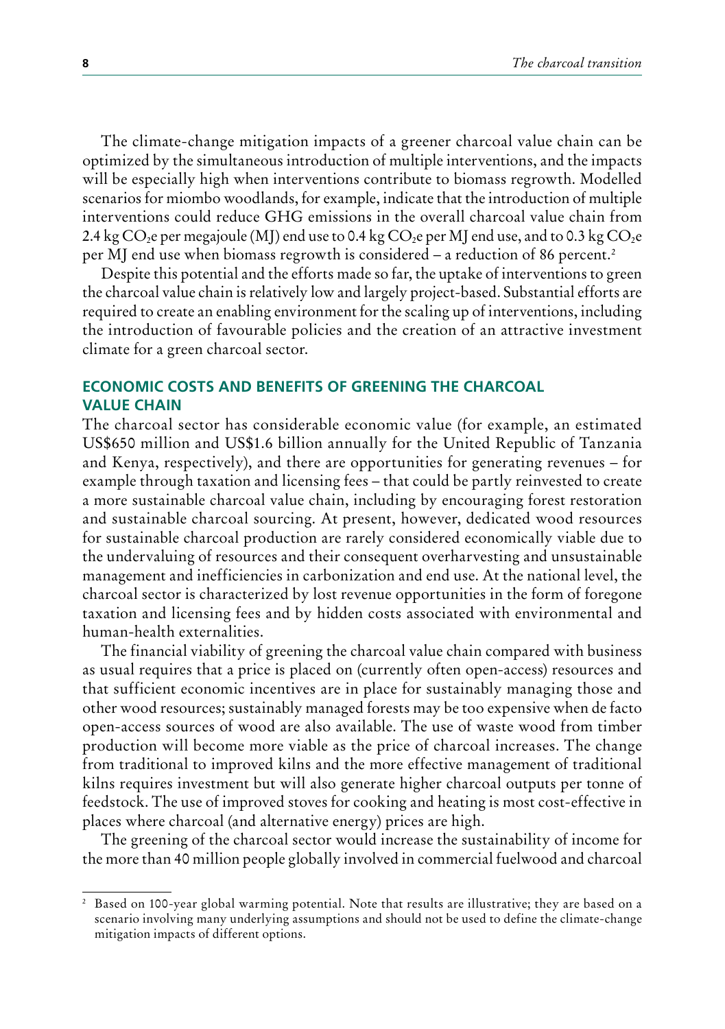The climate-change mitigation impacts of a greener charcoal value chain can be optimized by the simultaneous introduction of multiple interventions, and the impacts will be especially high when interventions contribute to biomass regrowth. Modelled scenarios for miombo woodlands, for example, indicate that the introduction of multiple interventions could reduce GHG emissions in the overall charcoal value chain from 2.4 kg $CO_2$e per megajoule (MJ) end use to 0.4 kg $CO_2$e per MJ end use, and to 0.3 kg $CO_2$e per MJ end use when biomass regrowth is considered – a reduction of 86 percent.[2]

Despite this potential and the efforts made so far, the uptake of interventions to green the charcoal value chain is relatively low and largely project-based. Substantial efforts are required to create an enabling environment for the scaling up of interventions, including the introduction of favourable policies and the creation of an attractive investment climate for a green charcoal sector.

## ECONOMIC COSTS AND BENEFITS OF GREENING THE CHARCOAL VALUE CHAIN

The charcoal sector has considerable economic value (for example, an estimated US$650 million and US$1.6 billion annually for the United Republic of Tanzania and Kenya, respectively), and there are opportunities for generating revenues – for example through taxation and licensing fees – that could be partly reinvested to create a more sustainable charcoal value chain, including by encouraging forest restoration and sustainable charcoal sourcing. At present, however, dedicated wood resources for sustainable charcoal production are rarely considered economically viable due to the undervaluing of resources and their consequent overharvesting and unsustainable management and inefficiencies in carbonization and end use. At the national level, the charcoal sector is characterized by lost revenue opportunities in the form of foregone taxation and licensing fees and by hidden costs associated with environmental and human-health externalities.

The financial viability of greening the charcoal value chain compared with business as usual requires that a price is placed on (currently often open-access) resources and that sufficient economic incentives are in place for sustainably managing those and other wood resources; sustainably managed forests may be too expensive when de facto open-access sources of wood are also available. The use of waste wood from timber production will become more viable as the price of charcoal increases. The change from traditional to improved kilns and the more effective management of traditional kilns requires investment but will also generate higher charcoal outputs per tonne of feedstock. The use of improved stoves for cooking and heating is most cost-effective in places where charcoal (and alternative energy) prices are high.

The greening of the charcoal sector would increase the sustainability of income for the more than 40 million people globally involved in commercial fuelwood and charcoal

---

[2] Based on 100-year global warming potential. Note that results are illustrative; they are based on a scenario involving many underlying assumptions and should not be used to define the climate-change mitigation impacts of different options.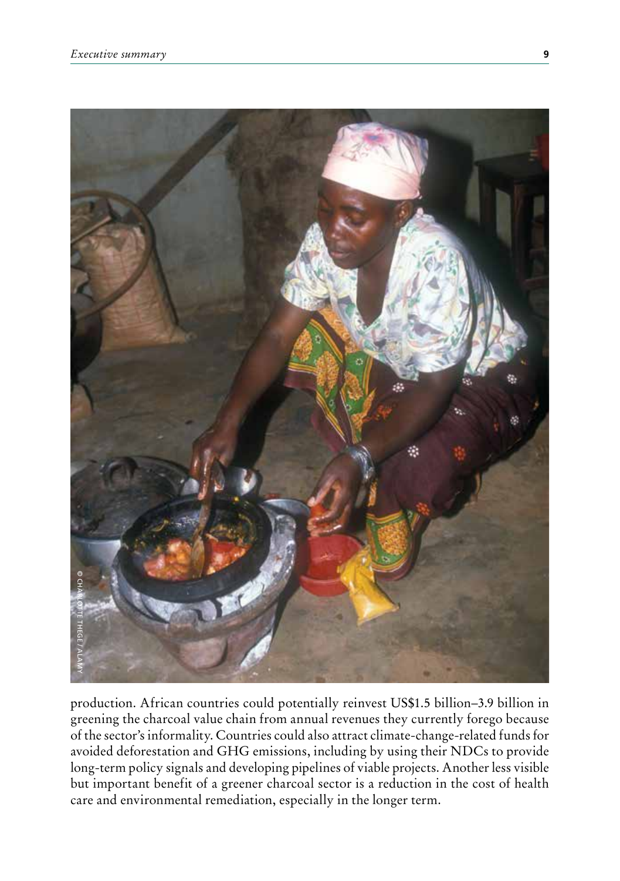production. African countries could potentially reinvest US$1.5 billion–3.9 billion in greening the charcoal value chain from annual revenues they currently forego because of the sector's informality. Countries could also attract climate-change-related funds for avoided deforestation and GHG emissions, including by using their NDCs to provide long-term policy signals and developing pipelines of viable projects. Another less visible but important benefit of a greener charcoal sector is a reduction in the cost of health care and environmental remediation, especially in the longer term.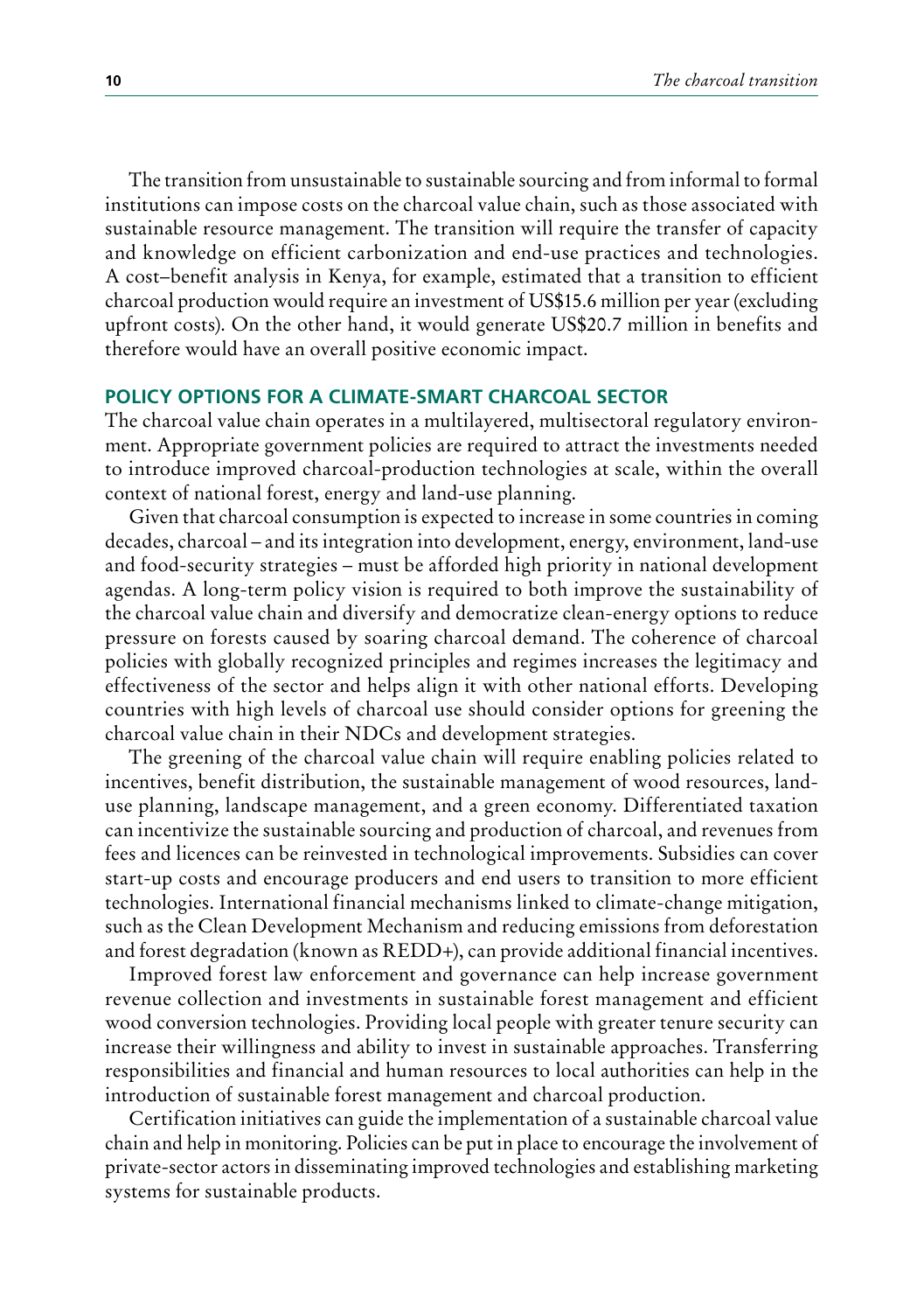The transition from unsustainable to sustainable sourcing and from informal to formal institutions can impose costs on the charcoal value chain, such as those associated with sustainable resource management. The transition will require the transfer of capacity and knowledge on efficient carbonization and end-use practices and technologies. A cost–benefit analysis in Kenya, for example, estimated that a transition to efficient charcoal production would require an investment of US$15.6 million per year (excluding upfront costs). On the other hand, it would generate US$20.7 million in benefits and therefore would have an overall positive economic impact.

## POLICY OPTIONS FOR A CLIMATE-SMART CHARCOAL SECTOR

The charcoal value chain operates in a multilayered, multisectoral regulatory environment. Appropriate government policies are required to attract the investments needed to introduce improved charcoal-production technologies at scale, within the overall context of national forest, energy and land-use planning.

Given that charcoal consumption is expected to increase in some countries in coming decades, charcoal – and its integration into development, energy, environment, land-use and food-security strategies – must be afforded high priority in national development agendas. A long-term policy vision is required to both improve the sustainability of the charcoal value chain and diversify and democratize clean-energy options to reduce pressure on forests caused by soaring charcoal demand. The coherence of charcoal policies with globally recognized principles and regimes increases the legitimacy and effectiveness of the sector and helps align it with other national efforts. Developing countries with high levels of charcoal use should consider options for greening the charcoal value chain in their NDCs and development strategies.

The greening of the charcoal value chain will require enabling policies related to incentives, benefit distribution, the sustainable management of wood resources, land-use planning, landscape management, and a green economy. Differentiated taxation can incentivize the sustainable sourcing and production of charcoal, and revenues from fees and licences can be reinvested in technological improvements. Subsidies can cover start-up costs and encourage producers and end users to transition to more efficient technologies. International financial mechanisms linked to climate-change mitigation, such as the Clean Development Mechanism and reducing emissions from deforestation and forest degradation (known as REDD+), can provide additional financial incentives.

Improved forest law enforcement and governance can help increase government revenue collection and investments in sustainable forest management and efficient wood conversion technologies. Providing local people with greater tenure security can increase their willingness and ability to invest in sustainable approaches. Transferring responsibilities and financial and human resources to local authorities can help in the introduction of sustainable forest management and charcoal production.

Certification initiatives can guide the implementation of a sustainable charcoal value chain and help in monitoring. Policies can be put in place to encourage the involvement of private-sector actors in disseminating improved technologies and establishing marketing systems for sustainable products.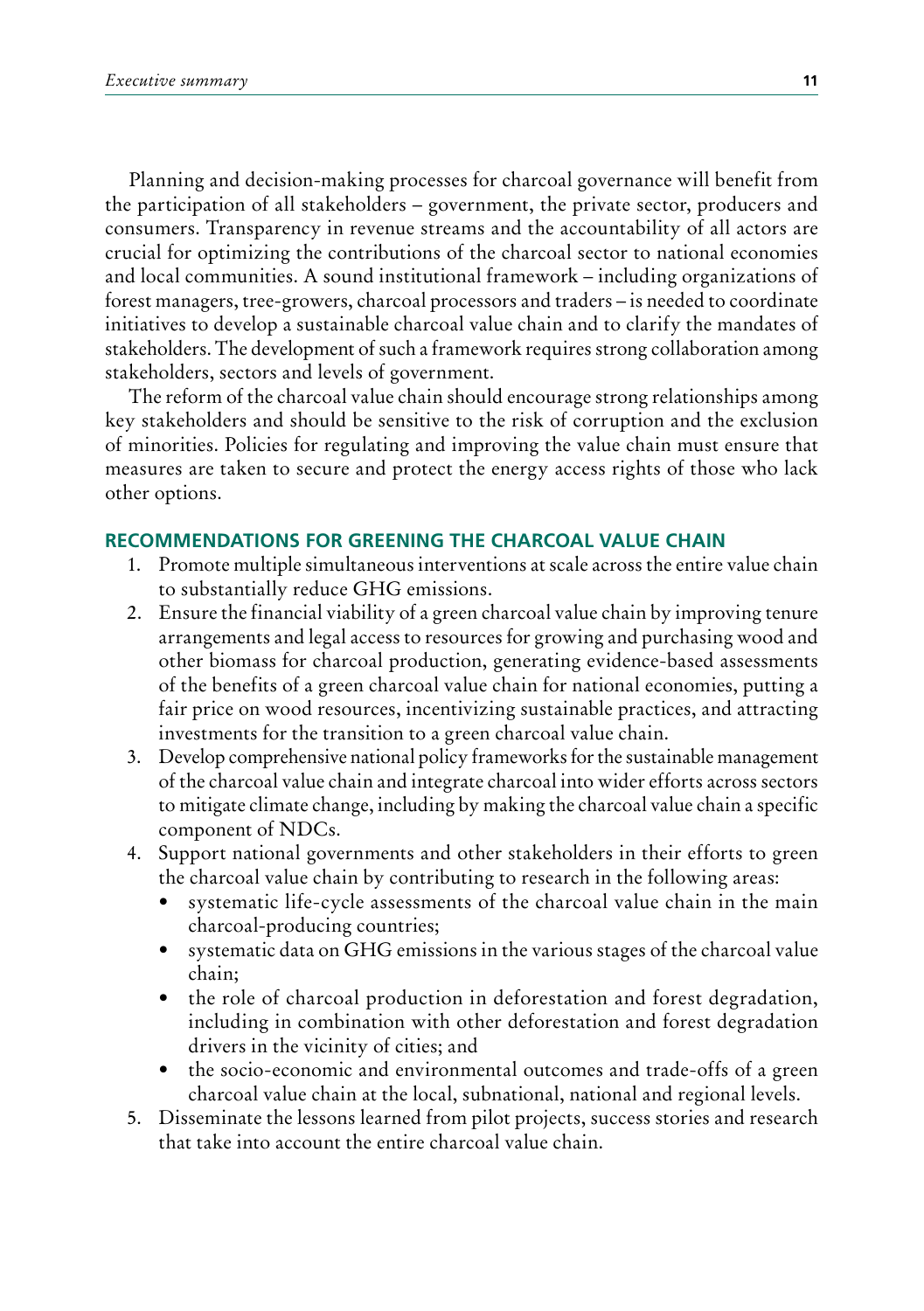Planning and decision-making processes for charcoal governance will benefit from the participation of all stakeholders – government, the private sector, producers and consumers. Transparency in revenue streams and the accountability of all actors are crucial for optimizing the contributions of the charcoal sector to national economies and local communities. A sound institutional framework – including organizations of forest managers, tree-growers, charcoal processors and traders – is needed to coordinate initiatives to develop a sustainable charcoal value chain and to clarify the mandates of stakeholders. The development of such a framework requires strong collaboration among stakeholders, sectors and levels of government.

The reform of the charcoal value chain should encourage strong relationships among key stakeholders and should be sensitive to the risk of corruption and the exclusion of minorities. Policies for regulating and improving the value chain must ensure that measures are taken to secure and protect the energy access rights of those who lack other options.

## RECOMMENDATIONS FOR GREENING THE CHARCOAL VALUE CHAIN

1. Promote multiple simultaneous interventions at scale across the entire value chain to substantially reduce GHG emissions.
2. Ensure the financial viability of a green charcoal value chain by improving tenure arrangements and legal access to resources for growing and purchasing wood and other biomass for charcoal production, generating evidence-based assessments of the benefits of a green charcoal value chain for national economies, putting a fair price on wood resources, incentivizing sustainable practices, and attracting investments for the transition to a green charcoal value chain.
3. Develop comprehensive national policy frameworks for the sustainable management of the charcoal value chain and integrate charcoal into wider efforts across sectors to mitigate climate change, including by making the charcoal value chain a specific component of NDCs.
4. Support national governments and other stakeholders in their efforts to green the charcoal value chain by contributing to research in the following areas:
   - systematic life-cycle assessments of the charcoal value chain in the main charcoal-producing countries;
   - systematic data on GHG emissions in the various stages of the charcoal value chain;
   - the role of charcoal production in deforestation and forest degradation, including in combination with other deforestation and forest degradation drivers in the vicinity of cities; and
   - the socio-economic and environmental outcomes and trade-offs of a green charcoal value chain at the local, subnational, national and regional levels.
5. Disseminate the lessons learned from pilot projects, success stories and research that take into account the entire charcoal value chain.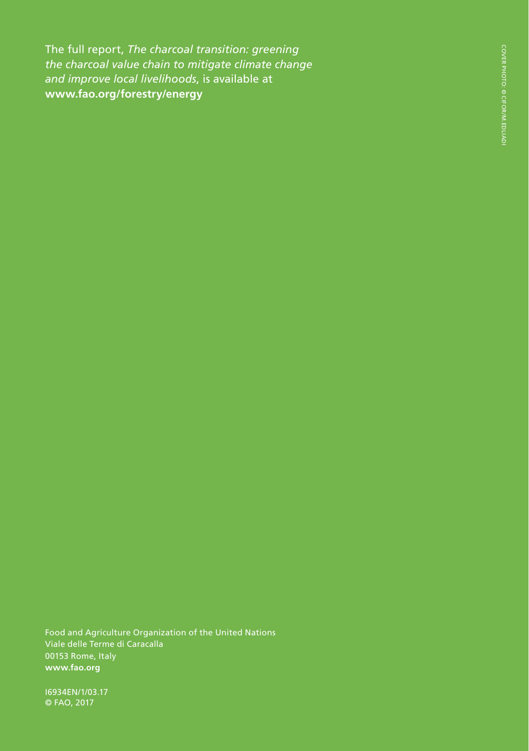The full report, *The charcoal transition: greening the charcoal value chain to mitigate climate change and improve local livelihoods*, is available at **www.fao.org/forestry/energy**

COVER PHOTO: © CIFOR/M.EDLIADI

Food and Agriculture Organization of the United Nations
Viale delle Terme di Caracalla
00153 Rome, Italy
**www.fao.org**

I6934EN/1/03.17
© FAO, 2017